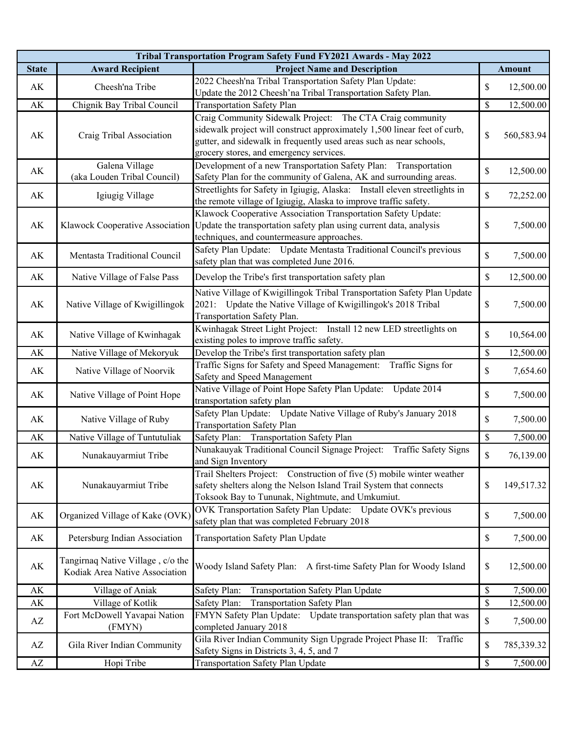| Tribal Transportation Program Safety Fund FY2021 Awards - May 2022 | | | |
|---|---|---|---|
| **State** | **Award Recipient** | **Project Name and Description** | **Amount** |
| AK | Cheesh'na Tribe | 2022 Cheesh'na Tribal Transportation Safety Plan Update: Update the 2012 Cheesh'na Tribal Transportation Safety Plan. | $ 12,500.00 |
| AK | Chignik Bay Tribal Council | Transportation Safety Plan | $ 12,500.00 |
| AK | Craig Tribal Association | Craig Community Sidewalk Project: The CTA Craig community sidewalk project will construct approximately 1,500 linear feet of curb, gutter, and sidewalk in frequently used areas such as near schools, grocery stores, and emergency services. | $ 560,583.94 |
| AK | Galena Village (aka Louden Tribal Council) | Development of a new Transportation Safety Plan: Transportation Safety Plan for the community of Galena, AK and surrounding areas. | $ 12,500.00 |
| AK | Igiugig Village | Streetlights for Safety in Igiugig, Alaska: Install eleven streetlights in the remote village of Igiugig, Alaska to improve traffic safety. | $ 72,252.00 |
| AK | Klawock Cooperative Association | Klawock Cooperative Association Transportation Safety Update: Update the transportation safety plan using current data, analysis techniques, and countermeasure approaches. | $ 7,500.00 |
| AK | Mentasta Traditional Council | Safety Plan Update: Update Mentasta Traditional Council's previous safety plan that was completed June 2016. | $ 7,500.00 |
| AK | Native Village of False Pass | Develop the Tribe's first transportation safety plan | $ 12,500.00 |
| AK | Native Village of Kwigillingok | Native Village of Kwigillingok Tribal Transportation Safety Plan Update 2021: Update the Native Village of Kwigillingok's 2018 Tribal Transportation Safety Plan. | $ 7,500.00 |
| AK | Native Village of Kwinhagak | Kwinhagak Street Light Project: Install 12 new LED streetlights on existing poles to improve traffic safety. | $ 10,564.00 |
| AK | Native Village of Mekoryuk | Develop the Tribe's first transportation safety plan | $ 12,500.00 |
| AK | Native Village of Noorvik | Traffic Signs for Safety and Speed Management: Traffic Signs for Safety and Speed Management | $ 7,654.60 |
| AK | Native Village of Point Hope | Native Village of Point Hope Safety Plan Update: Update 2014 transportation safety plan | $ 7,500.00 |
| AK | Native Village of Ruby | Safety Plan Update: Update Native Village of Ruby's January 2018 Transportation Safety Plan | $ 7,500.00 |
| AK | Native Village of Tuntutuliak | Safety Plan: Transportation Safety Plan | $ 7,500.00 |
| AK | Nunakauyarmiut Tribe | Nunakauyak Traditional Council Signage Project: Traffic Safety Signs and Sign Inventory | $ 76,139.00 |
| AK | Nunakauyarmiut Tribe | Trail Shelters Project: Construction of five (5) mobile winter weather safety shelters along the Nelson Island Trail System that connects Toksook Bay to Tununak, Nightmute, and Umkumiut. | $ 149,517.32 |
| AK | Organized Village of Kake (OVK) | OVK Transportation Safety Plan Update: Update OVK's previous safety plan that was completed February 2018 | $ 7,500.00 |
| AK | Petersburg Indian Association | Transportation Safety Plan Update | $ 7,500.00 |
| AK | Tangirnaq Native Village , c/o the Kodiak Area Native Association | Woody Island Safety Plan: A first-time Safety Plan for Woody Island | $ 12,500.00 |
| AK | Village of Aniak | Safety Plan: Transportation Safety Plan Update | $ 7,500.00 |
| AK | Village of Kotlik | Safety Plan: Transportation Safety Plan | $ 12,500.00 |
| AZ | Fort McDowell Yavapai Nation (FMYN) | FMYN Safety Plan Update: Update transportation safety plan that was completed January 2018 | $ 7,500.00 |
| AZ | Gila River Indian Community | Gila River Indian Community Sign Upgrade Project Phase II: Traffic Safety Signs in Districts 3, 4, 5, and 7 | $ 785,339.32 |
| AZ | Hopi Tribe | Transportation Safety Plan Update | $ 7,500.00 |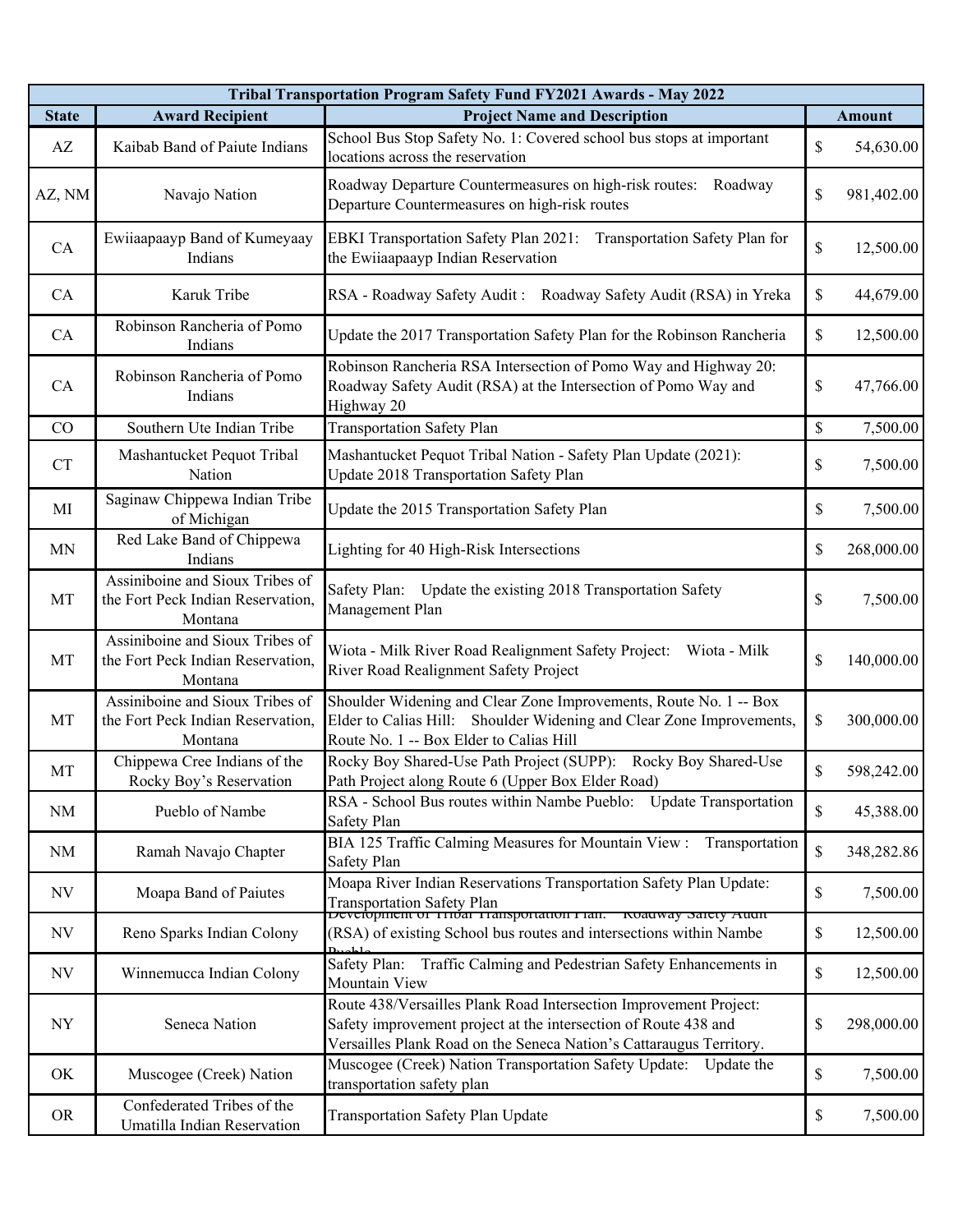| Tribal Transportation Program Safety Fund FY2021 Awards - May 2022 | | | |
|---|---|---|---|
| **State** | **Award Recipient** | **Project Name and Description** | **Amount** |
| AZ | Kaibab Band of Paiute Indians | School Bus Stop Safety No. 1: Covered school bus stops at important locations across the reservation | $ 54,630.00 |
| AZ, NM | Navajo Nation | Roadway Departure Countermeasures on high-risk routes: Roadway Departure Countermeasures on high-risk routes | $ 981,402.00 |
| CA | Ewiiaapaayp Band of Kumeyaay Indians | EBKI Transportation Safety Plan 2021: Transportation Safety Plan for the Ewiiaapaayp Indian Reservation | $ 12,500.00 |
| CA | Karuk Tribe | RSA - Roadway Safety Audit : Roadway Safety Audit (RSA) in Yreka | $ 44,679.00 |
| CA | Robinson Rancheria of Pomo Indians | Update the 2017 Transportation Safety Plan for the Robinson Rancheria | $ 12,500.00 |
| CA | Robinson Rancheria of Pomo Indians | Robinson Rancheria RSA Intersection of Pomo Way and Highway 20: Roadway Safety Audit (RSA) at the Intersection of Pomo Way and Highway 20 | $ 47,766.00 |
| CO | Southern Ute Indian Tribe | Transportation Safety Plan | $ 7,500.00 |
| CT | Mashantucket Pequot Tribal Nation | Mashantucket Pequot Tribal Nation - Safety Plan Update (2021): Update 2018 Transportation Safety Plan | $ 7,500.00 |
| MI | Saginaw Chippewa Indian Tribe of Michigan | Update the 2015 Transportation Safety Plan | $ 7,500.00 |
| MN | Red Lake Band of Chippewa Indians | Lighting for 40 High-Risk Intersections | $ 268,000.00 |
| MT | Assiniboine and Sioux Tribes of the Fort Peck Indian Reservation, Montana | Safety Plan: Update the existing 2018 Transportation Safety Management Plan | $ 7,500.00 |
| MT | Assiniboine and Sioux Tribes of the Fort Peck Indian Reservation, Montana | Wiota - Milk River Road Realignment Safety Project: Wiota - Milk River Road Realignment Safety Project | $ 140,000.00 |
| MT | Assiniboine and Sioux Tribes of the Fort Peck Indian Reservation, Montana | Shoulder Widening and Clear Zone Improvements, Route No. 1 -- Box Elder to Calias Hill: Shoulder Widening and Clear Zone Improvements, Route No. 1 -- Box Elder to Calias Hill | $ 300,000.00 |
| MT | Chippewa Cree Indians of the Rocky Boy's Reservation | Rocky Boy Shared-Use Path Project (SUPP): Rocky Boy Shared-Use Path Project along Route 6 (Upper Box Elder Road) | $ 598,242.00 |
| NM | Pueblo of Nambe | RSA - School Bus routes within Nambe Pueblo: Update Transportation Safety Plan | $ 45,388.00 |
| NM | Ramah Navajo Chapter | BIA 125 Traffic Calming Measures for Mountain View : Transportation Safety Plan | $ 348,282.86 |
| NV | Moapa Band of Paiutes | Moapa River Indian Reservations Transportation Safety Plan Update: Transportation Safety Plan | $ 7,500.00 |
| NV | Reno Sparks Indian Colony | Development of Tribal Transportation Plan: Roadway Safety Audit (RSA) of existing School bus routes and intersections within Nambe Pueblo | $ 12,500.00 |
| NV | Winnemucca Indian Colony | Safety Plan: Traffic Calming and Pedestrian Safety Enhancements in Mountain View | $ 12,500.00 |
| NY | Seneca Nation | Route 438/Versailles Plank Road Intersection Improvement Project: Safety improvement project at the intersection of Route 438 and Versailles Plank Road on the Seneca Nation's Cattaraugus Territory. | $ 298,000.00 |
| OK | Muscogee (Creek) Nation | Muscogee (Creek) Nation Transportation Safety Update: Update the transportation safety plan | $ 7,500.00 |
| OR | Confederated Tribes of the Umatilla Indian Reservation | Transportation Safety Plan Update | $ 7,500.00 |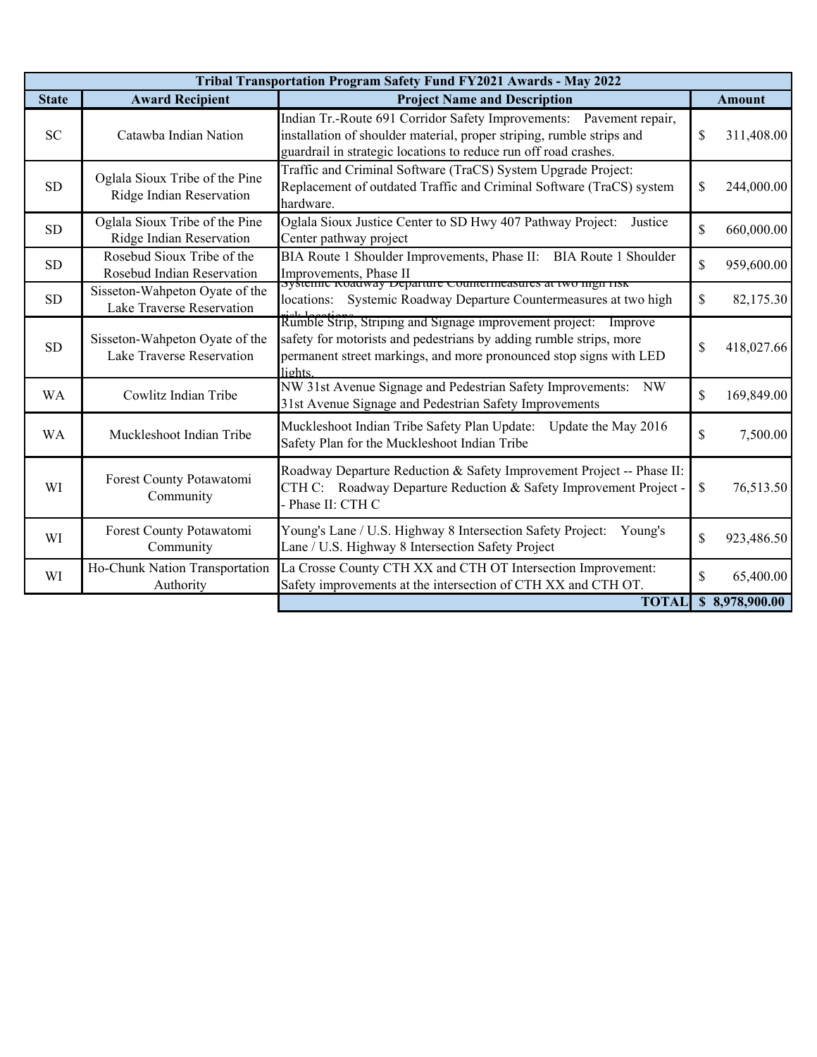| Tribal Transportation Program Safety Fund FY2021 Awards - May 2022 | | | |
|---|---|---|---|
| **State** | **Award Recipient** | **Project Name and Description** | **Amount** |
| SC | Catawba Indian Nation | Indian Tr.-Route 691 Corridor Safety Improvements: Pavement repair, installation of shoulder material, proper striping, rumble strips and guardrail in strategic locations to reduce run off road crashes. | $ 311,408.00 |
| SD | Oglala Sioux Tribe of the Pine Ridge Indian Reservation | Traffic and Criminal Software (TraCS) System Upgrade Project: Replacement of outdated Traffic and Criminal Software (TraCS) system hardware. | $ 244,000.00 |
| SD | Oglala Sioux Tribe of the Pine Ridge Indian Reservation | Oglala Sioux Justice Center to SD Hwy 407 Pathway Project: Justice Center pathway project | $ 660,000.00 |
| SD | Rosebud Sioux Tribe of the Rosebud Indian Reservation | BIA Route 1 Shoulder Improvements, Phase II: BIA Route 1 Shoulder Improvements, Phase II | $ 959,600.00 |
| SD | Sisseton-Wahpeton Oyate of the Lake Traverse Reservation | Systemic Roadway Departure Countermeasures at two high risk locations: Systemic Roadway Departure Countermeasures at two high risk locations | $ 82,175.30 |
| SD | Sisseton-Wahpeton Oyate of the Lake Traverse Reservation | Rumble Strip, Striping and Signage improvement project: Improve safety for motorists and pedestrians by adding rumble strips, more permanent street markings, and more pronounced stop signs with LED lights. | $ 418,027.66 |
| WA | Cowlitz Indian Tribe | NW 31st Avenue Signage and Pedestrian Safety Improvements: NW 31st Avenue Signage and Pedestrian Safety Improvements | $ 169,849.00 |
| WA | Muckleshoot Indian Tribe | Muckleshoot Indian Tribe Safety Plan Update: Update the May 2016 Safety Plan for the Muckleshoot Indian Tribe | $ 7,500.00 |
| WI | Forest County Potawatomi Community | Roadway Departure Reduction & Safety Improvement Project -- Phase II: CTH C: Roadway Departure Reduction & Safety Improvement Project -- Phase II: CTH C | $ 76,513.50 |
| WI | Forest County Potawatomi Community | Young's Lane / U.S. Highway 8 Intersection Safety Project: Young's Lane / U.S. Highway 8 Intersection Safety Project | $ 923,486.50 |
| WI | Ho-Chunk Nation Transportation Authority | La Crosse County CTH XX and CTH OT Intersection Improvement: Safety improvements at the intersection of CTH XX and CTH OT. | $ 65,400.00 |
| | | **TOTAL** | **$ 8,978,900.00** |